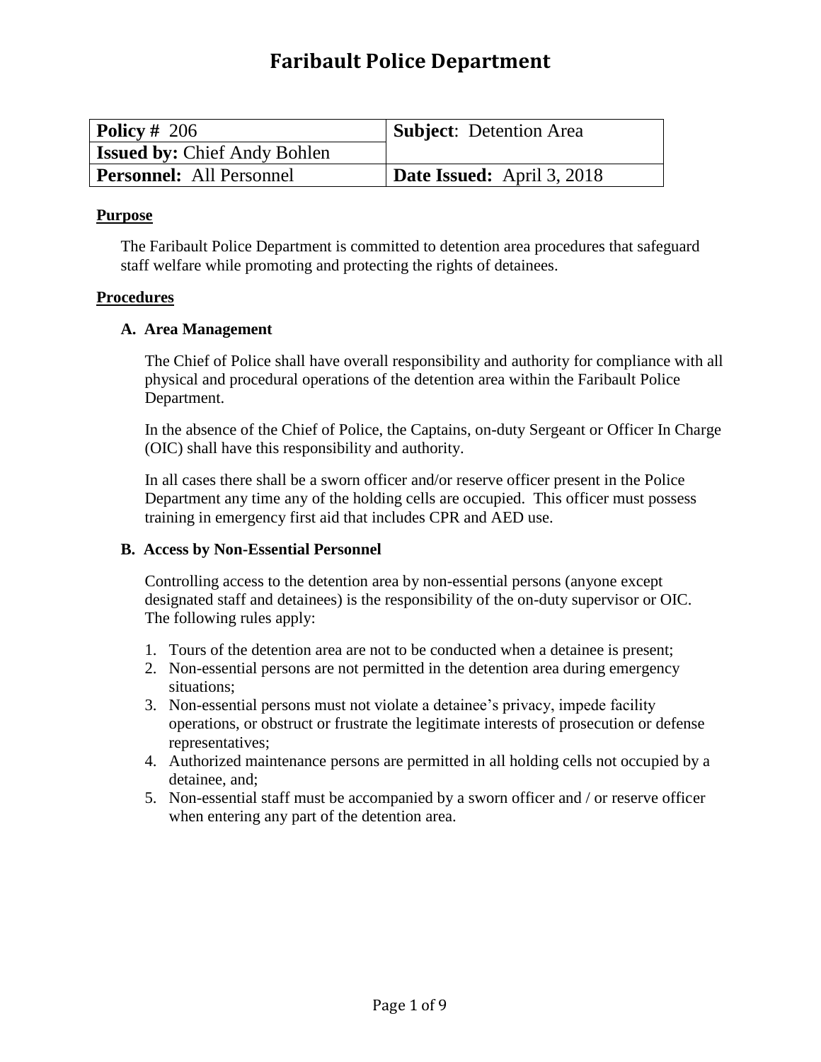# Faribault Police Department

| **Policy #** 206 | **Subject**: Detention Area |
|---|---|
| **Issued by:** Chief Andy Bohlen | |
| **Personnel:** All Personnel | **Date Issued:** April 3, 2018 |

**Purpose**

The Faribault Police Department is committed to detention area procedures that safeguard staff welfare while promoting and protecting the rights of detainees.

**Procedures**

**A. Area Management**

The Chief of Police shall have overall responsibility and authority for compliance with all physical and procedural operations of the detention area within the Faribault Police Department.

In the absence of the Chief of Police, the Captains, on-duty Sergeant or Officer In Charge (OIC) shall have this responsibility and authority.

In all cases there shall be a sworn officer and/or reserve officer present in the Police Department any time any of the holding cells are occupied. This officer must possess training in emergency first aid that includes CPR and AED use.

**B. Access by Non-Essential Personnel**

Controlling access to the detention area by non-essential persons (anyone except designated staff and detainees) is the responsibility of the on-duty supervisor or OIC. The following rules apply:

1. Tours of the detention area are not to be conducted when a detainee is present;
2. Non-essential persons are not permitted in the detention area during emergency situations;
3. Non-essential persons must not violate a detainee's privacy, impede facility operations, or obstruct or frustrate the legitimate interests of prosecution or defense representatives;
4. Authorized maintenance persons are permitted in all holding cells not occupied by a detainee, and;
5. Non-essential staff must be accompanied by a sworn officer and / or reserve officer when entering any part of the detention area.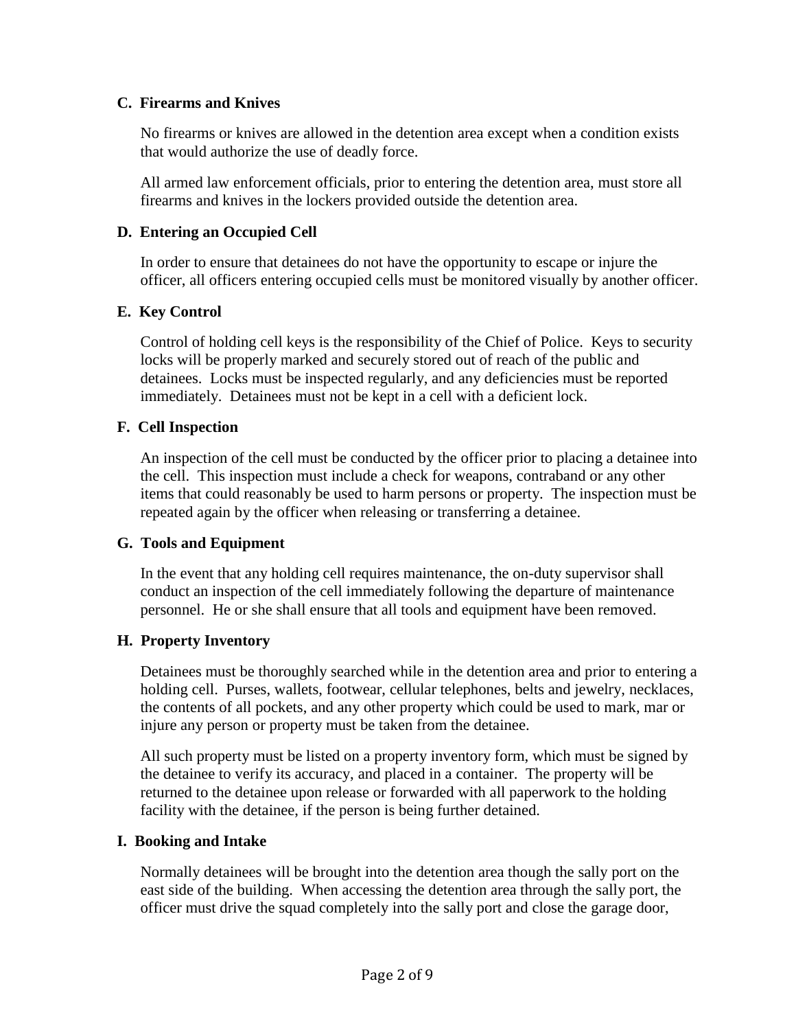### C. Firearms and Knives

No firearms or knives are allowed in the detention area except when a condition exists that would authorize the use of deadly force.

All armed law enforcement officials, prior to entering the detention area, must store all firearms and knives in the lockers provided outside the detention area.

### D. Entering an Occupied Cell

In order to ensure that detainees do not have the opportunity to escape or injure the officer, all officers entering occupied cells must be monitored visually by another officer.

### E. Key Control

Control of holding cell keys is the responsibility of the Chief of Police. Keys to security locks will be properly marked and securely stored out of reach of the public and detainees. Locks must be inspected regularly, and any deficiencies must be reported immediately. Detainees must not be kept in a cell with a deficient lock.

### F. Cell Inspection

An inspection of the cell must be conducted by the officer prior to placing a detainee into the cell. This inspection must include a check for weapons, contraband or any other items that could reasonably be used to harm persons or property. The inspection must be repeated again by the officer when releasing or transferring a detainee.

### G. Tools and Equipment

In the event that any holding cell requires maintenance, the on-duty supervisor shall conduct an inspection of the cell immediately following the departure of maintenance personnel. He or she shall ensure that all tools and equipment have been removed.

### H. Property Inventory

Detainees must be thoroughly searched while in the detention area and prior to entering a holding cell. Purses, wallets, footwear, cellular telephones, belts and jewelry, necklaces, the contents of all pockets, and any other property which could be used to mark, mar or injure any person or property must be taken from the detainee.

All such property must be listed on a property inventory form, which must be signed by the detainee to verify its accuracy, and placed in a container. The property will be returned to the detainee upon release or forwarded with all paperwork to the holding facility with the detainee, if the person is being further detained.

### I. Booking and Intake

Normally detainees will be brought into the detention area though the sally port on the east side of the building. When accessing the detention area through the sally port, the officer must drive the squad completely into the sally port and close the garage door,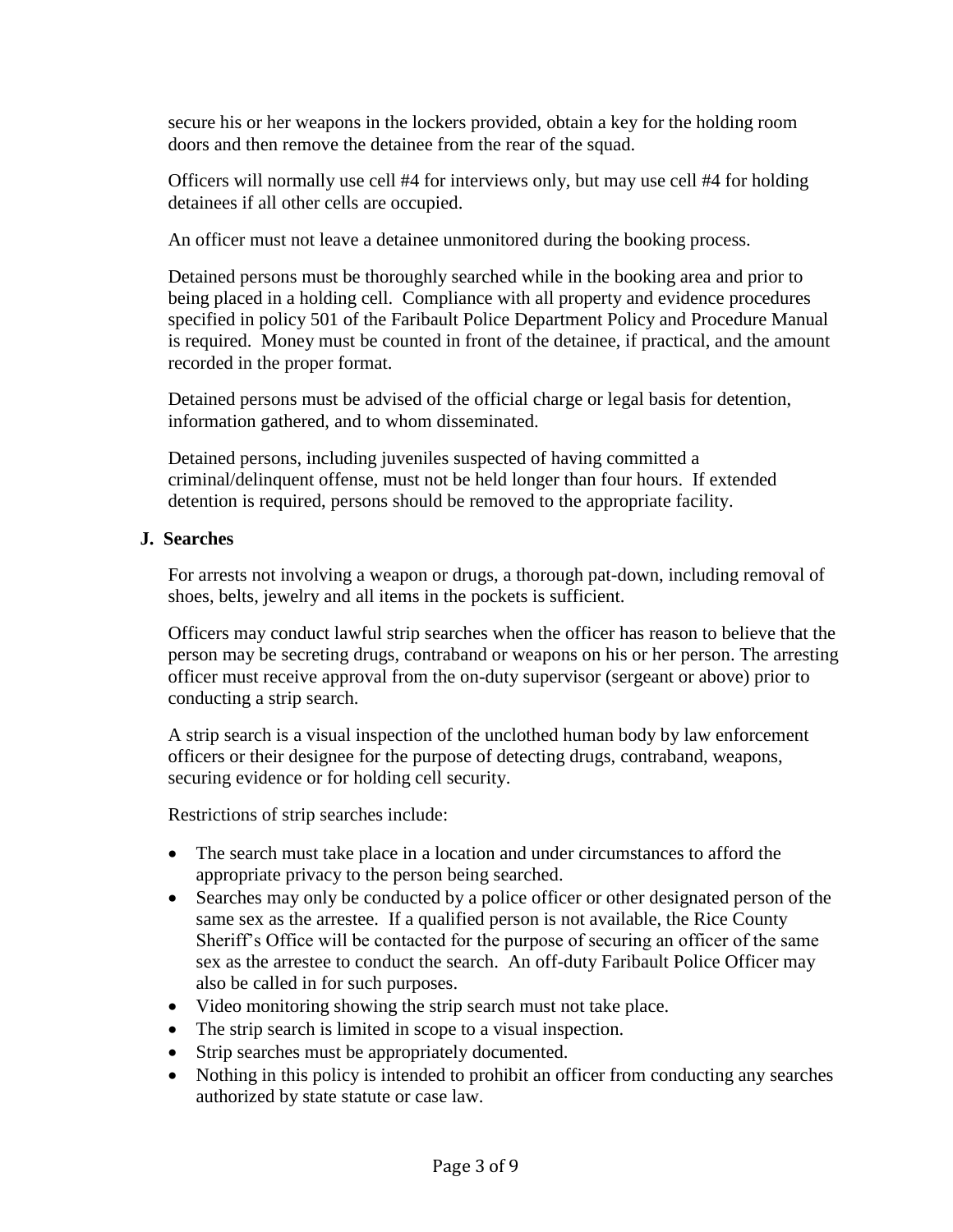secure his or her weapons in the lockers provided, obtain a key for the holding room doors and then remove the detainee from the rear of the squad.

Officers will normally use cell #4 for interviews only, but may use cell #4 for holding detainees if all other cells are occupied.

An officer must not leave a detainee unmonitored during the booking process.

Detained persons must be thoroughly searched while in the booking area and prior to being placed in a holding cell. Compliance with all property and evidence procedures specified in policy 501 of the Faribault Police Department Policy and Procedure Manual is required. Money must be counted in front of the detainee, if practical, and the amount recorded in the proper format.

Detained persons must be advised of the official charge or legal basis for detention, information gathered, and to whom disseminated.

Detained persons, including juveniles suspected of having committed a criminal/delinquent offense, must not be held longer than four hours. If extended detention is required, persons should be removed to the appropriate facility.

**J. Searches**

For arrests not involving a weapon or drugs, a thorough pat-down, including removal of shoes, belts, jewelry and all items in the pockets is sufficient.

Officers may conduct lawful strip searches when the officer has reason to believe that the person may be secreting drugs, contraband or weapons on his or her person. The arresting officer must receive approval from the on-duty supervisor (sergeant or above) prior to conducting a strip search.

A strip search is a visual inspection of the unclothed human body by law enforcement officers or their designee for the purpose of detecting drugs, contraband, weapons, securing evidence or for holding cell security.

Restrictions of strip searches include:

- The search must take place in a location and under circumstances to afford the appropriate privacy to the person being searched.
- Searches may only be conducted by a police officer or other designated person of the same sex as the arrestee. If a qualified person is not available, the Rice County Sheriff's Office will be contacted for the purpose of securing an officer of the same sex as the arrestee to conduct the search. An off-duty Faribault Police Officer may also be called in for such purposes.
- Video monitoring showing the strip search must not take place.
- The strip search is limited in scope to a visual inspection.
- Strip searches must be appropriately documented.
- Nothing in this policy is intended to prohibit an officer from conducting any searches authorized by state statute or case law.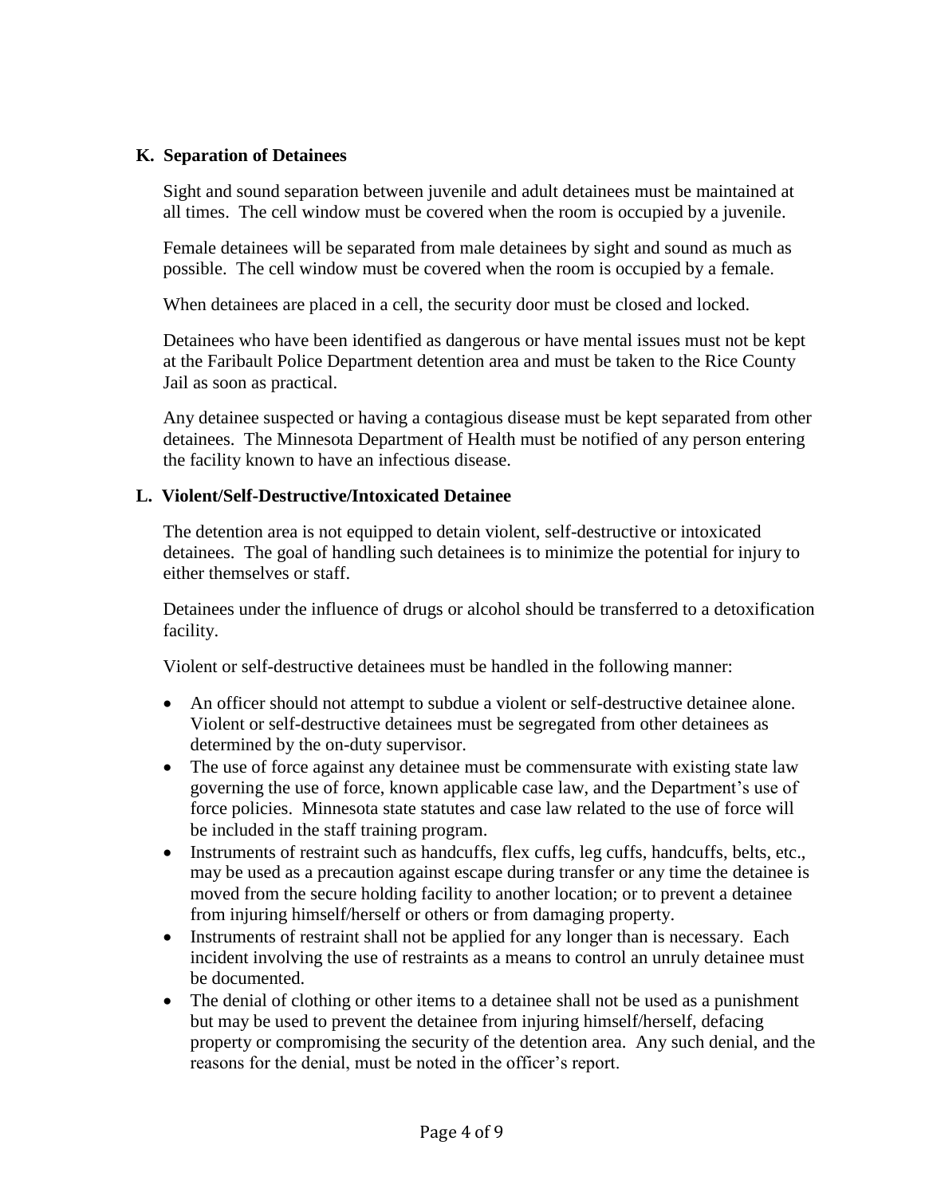### K. Separation of Detainees

Sight and sound separation between juvenile and adult detainees must be maintained at all times. The cell window must be covered when the room is occupied by a juvenile.

Female detainees will be separated from male detainees by sight and sound as much as possible. The cell window must be covered when the room is occupied by a female.

When detainees are placed in a cell, the security door must be closed and locked.

Detainees who have been identified as dangerous or have mental issues must not be kept at the Faribault Police Department detention area and must be taken to the Rice County Jail as soon as practical.

Any detainee suspected or having a contagious disease must be kept separated from other detainees. The Minnesota Department of Health must be notified of any person entering the facility known to have an infectious disease.

### L. Violent/Self-Destructive/Intoxicated Detainee

The detention area is not equipped to detain violent, self-destructive or intoxicated detainees. The goal of handling such detainees is to minimize the potential for injury to either themselves or staff.

Detainees under the influence of drugs or alcohol should be transferred to a detoxification facility.

Violent or self-destructive detainees must be handled in the following manner:

- An officer should not attempt to subdue a violent or self-destructive detainee alone. Violent or self-destructive detainees must be segregated from other detainees as determined by the on-duty supervisor.
- The use of force against any detainee must be commensurate with existing state law governing the use of force, known applicable case law, and the Department's use of force policies. Minnesota state statutes and case law related to the use of force will be included in the staff training program.
- Instruments of restraint such as handcuffs, flex cuffs, leg cuffs, handcuffs, belts, etc., may be used as a precaution against escape during transfer or any time the detainee is moved from the secure holding facility to another location; or to prevent a detainee from injuring himself/herself or others or from damaging property.
- Instruments of restraint shall not be applied for any longer than is necessary. Each incident involving the use of restraints as a means to control an unruly detainee must be documented.
- The denial of clothing or other items to a detainee shall not be used as a punishment but may be used to prevent the detainee from injuring himself/herself, defacing property or compromising the security of the detention area. Any such denial, and the reasons for the denial, must be noted in the officer's report.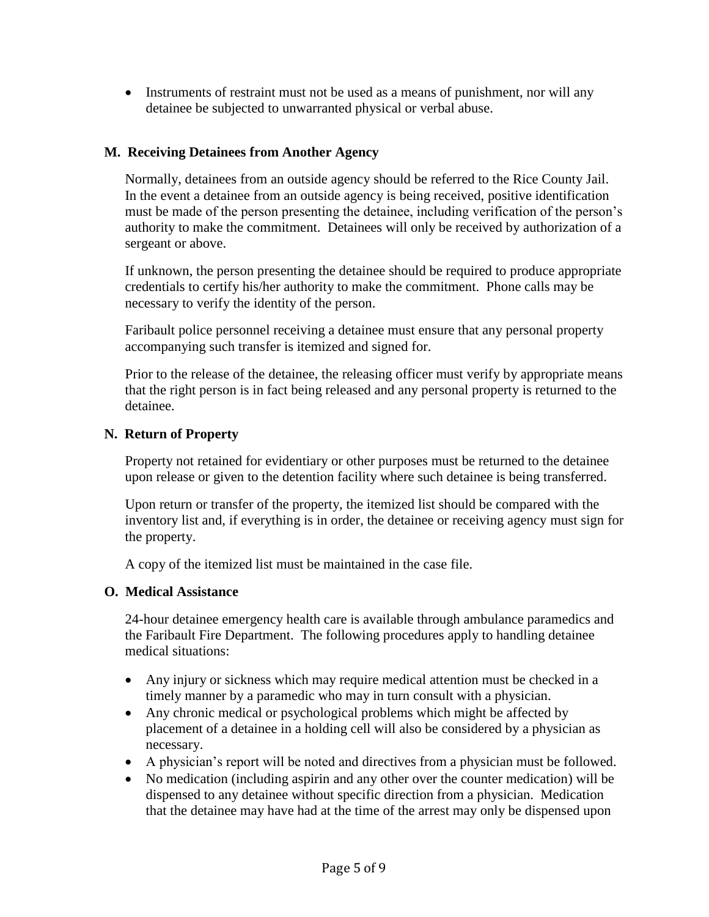- Instruments of restraint must not be used as a means of punishment, nor will any detainee be subjected to unwarranted physical or verbal abuse.

### M. Receiving Detainees from Another Agency

Normally, detainees from an outside agency should be referred to the Rice County Jail. In the event a detainee from an outside agency is being received, positive identification must be made of the person presenting the detainee, including verification of the person's authority to make the commitment. Detainees will only be received by authorization of a sergeant or above.

If unknown, the person presenting the detainee should be required to produce appropriate credentials to certify his/her authority to make the commitment. Phone calls may be necessary to verify the identity of the person.

Faribault police personnel receiving a detainee must ensure that any personal property accompanying such transfer is itemized and signed for.

Prior to the release of the detainee, the releasing officer must verify by appropriate means that the right person is in fact being released and any personal property is returned to the detainee.

### N. Return of Property

Property not retained for evidentiary or other purposes must be returned to the detainee upon release or given to the detention facility where such detainee is being transferred.

Upon return or transfer of the property, the itemized list should be compared with the inventory list and, if everything is in order, the detainee or receiving agency must sign for the property.

A copy of the itemized list must be maintained in the case file.

### O. Medical Assistance

24-hour detainee emergency health care is available through ambulance paramedics and the Faribault Fire Department. The following procedures apply to handling detainee medical situations:

- Any injury or sickness which may require medical attention must be checked in a timely manner by a paramedic who may in turn consult with a physician.
- Any chronic medical or psychological problems which might be affected by placement of a detainee in a holding cell will also be considered by a physician as necessary.
- A physician's report will be noted and directives from a physician must be followed.
- No medication (including aspirin and any other over the counter medication) will be dispensed to any detainee without specific direction from a physician. Medication that the detainee may have had at the time of the arrest may only be dispensed upon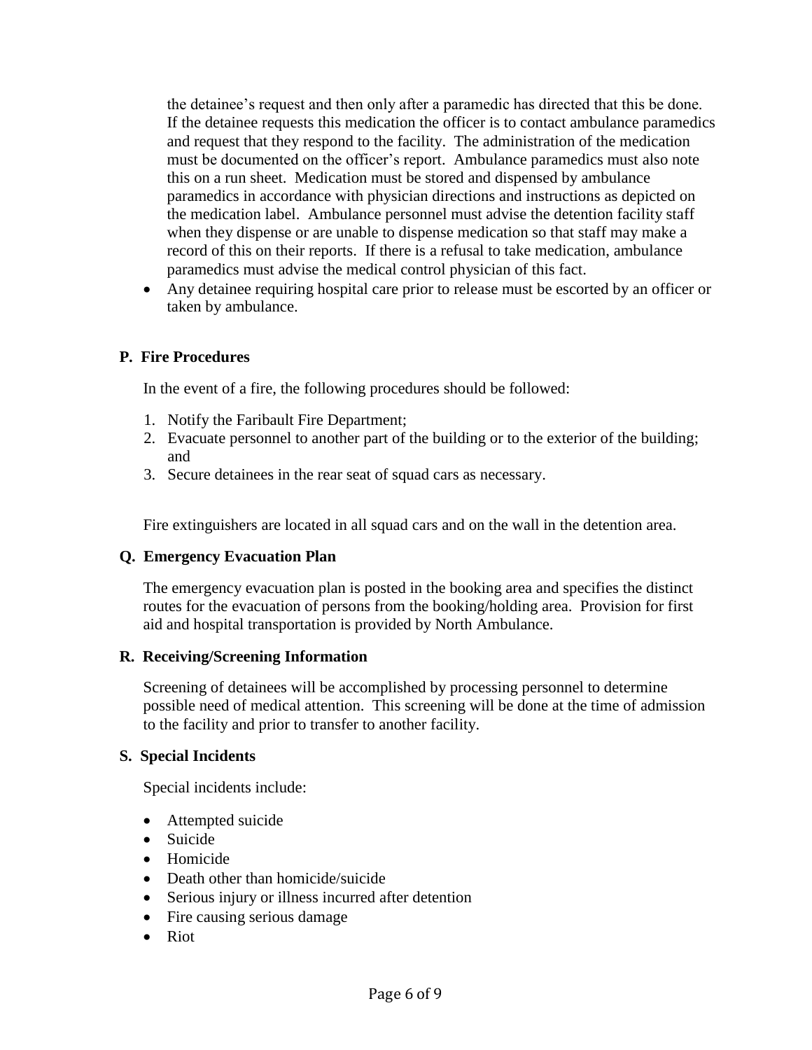the detainee's request and then only after a paramedic has directed that this be done. If the detainee requests this medication the officer is to contact ambulance paramedics and request that they respond to the facility. The administration of the medication must be documented on the officer's report. Ambulance paramedics must also note this on a run sheet. Medication must be stored and dispensed by ambulance paramedics in accordance with physician directions and instructions as depicted on the medication label. Ambulance personnel must advise the detention facility staff when they dispense or are unable to dispense medication so that staff may make a record of this on their reports. If there is a refusal to take medication, ambulance paramedics must advise the medical control physician of this fact.

- Any detainee requiring hospital care prior to release must be escorted by an officer or taken by ambulance.

**P. Fire Procedures**

In the event of a fire, the following procedures should be followed:

1. Notify the Faribault Fire Department;
2. Evacuate personnel to another part of the building or to the exterior of the building; and
3. Secure detainees in the rear seat of squad cars as necessary.

Fire extinguishers are located in all squad cars and on the wall in the detention area.

**Q. Emergency Evacuation Plan**

The emergency evacuation plan is posted in the booking area and specifies the distinct routes for the evacuation of persons from the booking/holding area. Provision for first aid and hospital transportation is provided by North Ambulance.

**R. Receiving/Screening Information**

Screening of detainees will be accomplished by processing personnel to determine possible need of medical attention. This screening will be done at the time of admission to the facility and prior to transfer to another facility.

**S. Special Incidents**

Special incidents include:

- Attempted suicide
- Suicide
- Homicide
- Death other than homicide/suicide
- Serious injury or illness incurred after detention
- Fire causing serious damage
- Riot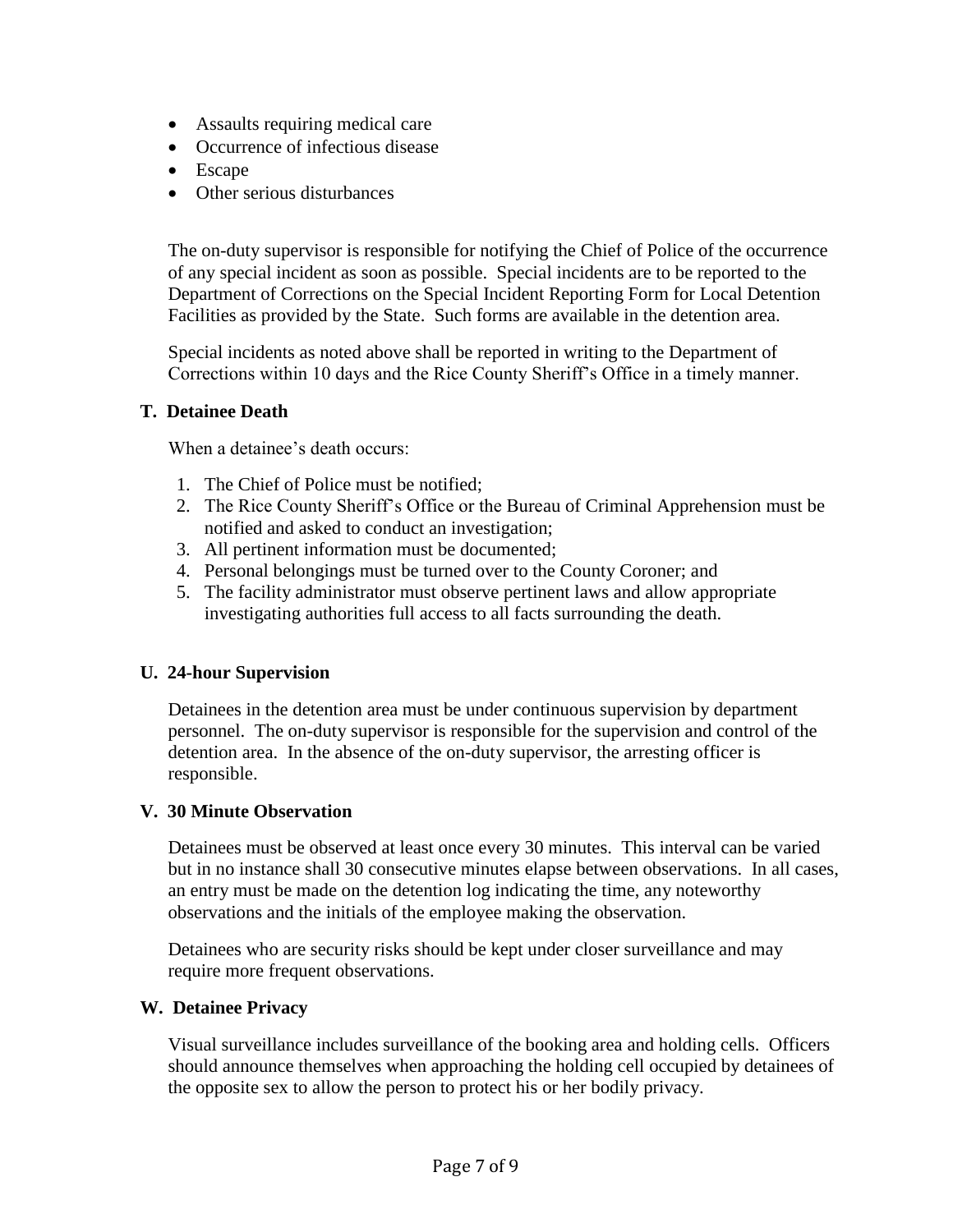- Assaults requiring medical care
- Occurrence of infectious disease
- Escape
- Other serious disturbances

The on-duty supervisor is responsible for notifying the Chief of Police of the occurrence of any special incident as soon as possible. Special incidents are to be reported to the Department of Corrections on the Special Incident Reporting Form for Local Detention Facilities as provided by the State. Such forms are available in the detention area.

Special incidents as noted above shall be reported in writing to the Department of Corrections within 10 days and the Rice County Sheriff's Office in a timely manner.

**T. Detainee Death**

When a detainee's death occurs:

1. The Chief of Police must be notified;
2. The Rice County Sheriff's Office or the Bureau of Criminal Apprehension must be notified and asked to conduct an investigation;
3. All pertinent information must be documented;
4. Personal belongings must be turned over to the County Coroner; and
5. The facility administrator must observe pertinent laws and allow appropriate investigating authorities full access to all facts surrounding the death.

**U. 24-hour Supervision**

Detainees in the detention area must be under continuous supervision by department personnel. The on-duty supervisor is responsible for the supervision and control of the detention area. In the absence of the on-duty supervisor, the arresting officer is responsible.

**V. 30 Minute Observation**

Detainees must be observed at least once every 30 minutes. This interval can be varied but in no instance shall 30 consecutive minutes elapse between observations. In all cases, an entry must be made on the detention log indicating the time, any noteworthy observations and the initials of the employee making the observation.

Detainees who are security risks should be kept under closer surveillance and may require more frequent observations.

**W. Detainee Privacy**

Visual surveillance includes surveillance of the booking area and holding cells. Officers should announce themselves when approaching the holding cell occupied by detainees of the opposite sex to allow the person to protect his or her bodily privacy.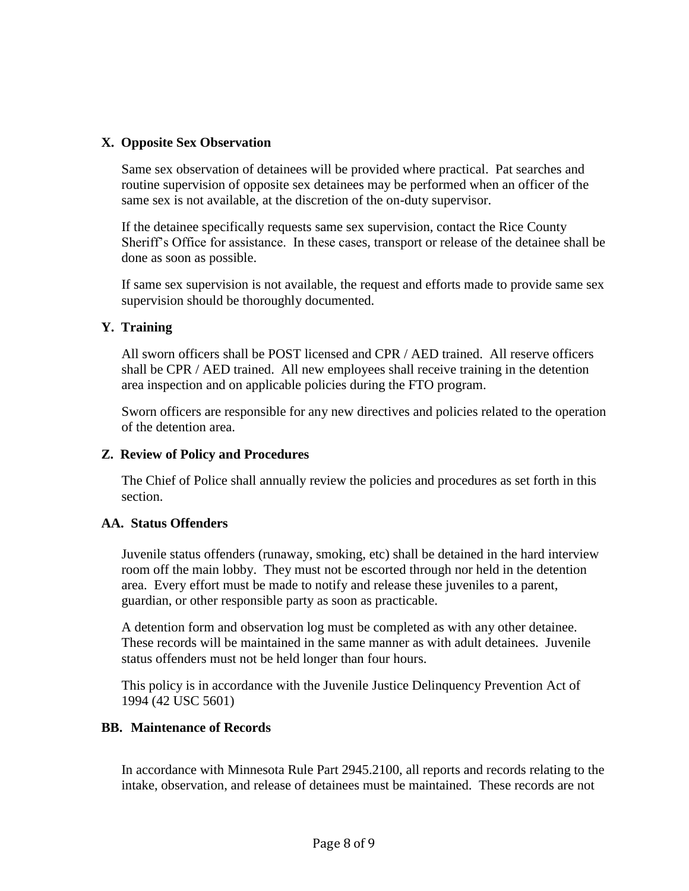**X. Opposite Sex Observation**

Same sex observation of detainees will be provided where practical. Pat searches and routine supervision of opposite sex detainees may be performed when an officer of the same sex is not available, at the discretion of the on-duty supervisor.

If the detainee specifically requests same sex supervision, contact the Rice County Sheriff's Office for assistance. In these cases, transport or release of the detainee shall be done as soon as possible.

If same sex supervision is not available, the request and efforts made to provide same sex supervision should be thoroughly documented.

**Y. Training**

All sworn officers shall be POST licensed and CPR / AED trained. All reserve officers shall be CPR / AED trained. All new employees shall receive training in the detention area inspection and on applicable policies during the FTO program.

Sworn officers are responsible for any new directives and policies related to the operation of the detention area.

**Z. Review of Policy and Procedures**

The Chief of Police shall annually review the policies and procedures as set forth in this section.

**AA. Status Offenders**

Juvenile status offenders (runaway, smoking, etc) shall be detained in the hard interview room off the main lobby. They must not be escorted through nor held in the detention area. Every effort must be made to notify and release these juveniles to a parent, guardian, or other responsible party as soon as practicable.

A detention form and observation log must be completed as with any other detainee. These records will be maintained in the same manner as with adult detainees. Juvenile status offenders must not be held longer than four hours.

This policy is in accordance with the Juvenile Justice Delinquency Prevention Act of 1994 (42 USC 5601)

**BB. Maintenance of Records**

In accordance with Minnesota Rule Part 2945.2100, all reports and records relating to the intake, observation, and release of detainees must be maintained. These records are not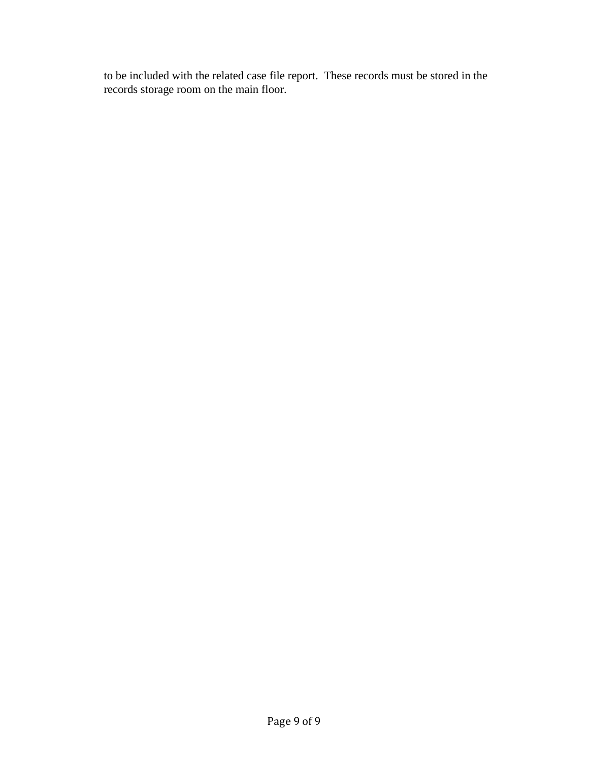to be included with the related case file report. These records must be stored in the records storage room on the main floor.